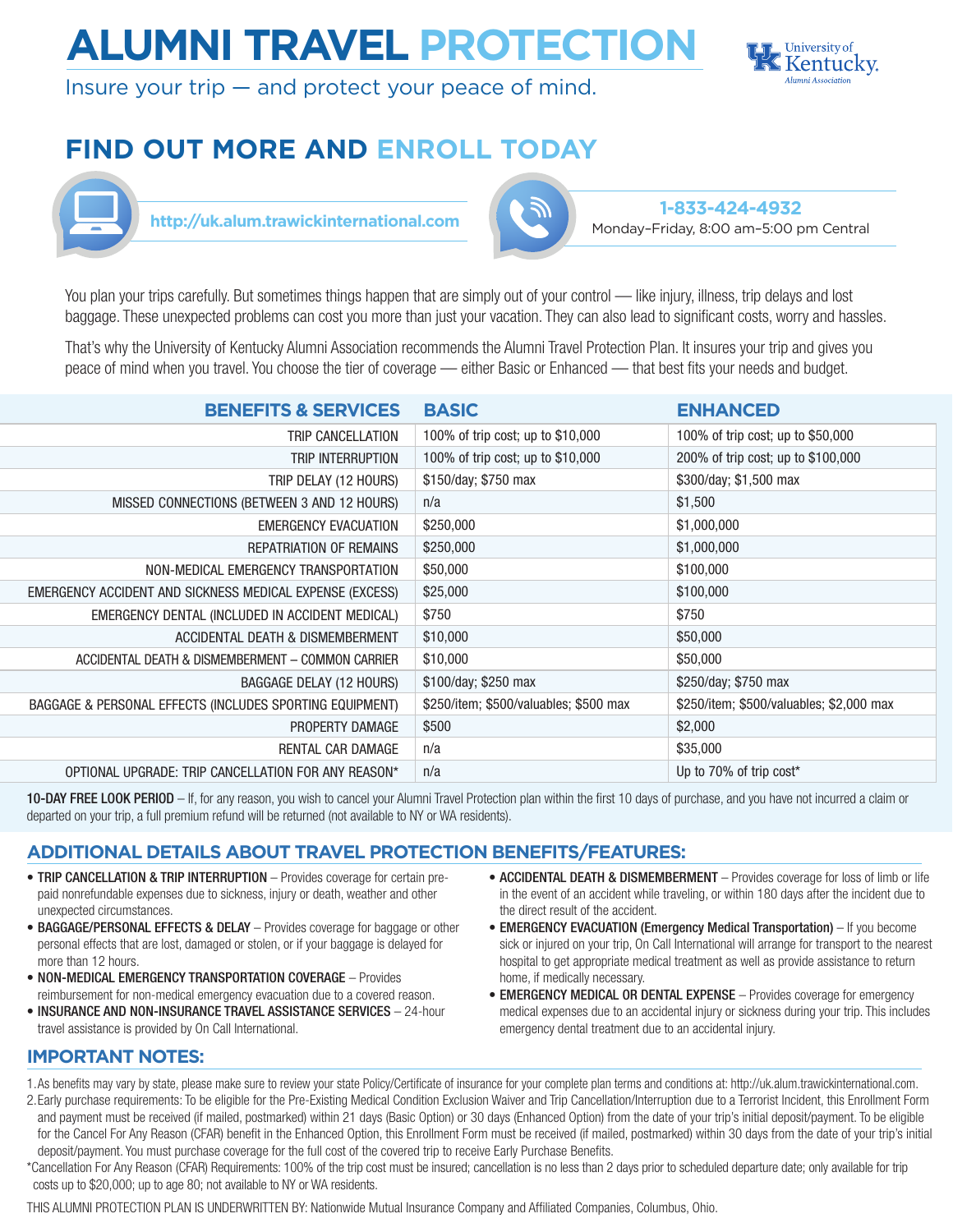# ALUMNI TRAVEL PROTECTION

Insure your trip — and protect your peace of mind.

University of Kentucky Alumni Association

## FIND OUT MORE AND ENROLL TODAY

http://uk.alum.trawickinternational.com

**1-833-424-4932**
Monday–Friday, 8:00 am–5:00 pm Central

You plan your trips carefully. But sometimes things happen that are simply out of your control — like injury, illness, trip delays and lost baggage. These unexpected problems can cost you more than just your vacation. They can also lead to significant costs, worry and hassles.

That's why the University of Kentucky Alumni Association recommends the Alumni Travel Protection Plan. It insures your trip and gives you peace of mind when you travel. You choose the tier of coverage — either Basic or Enhanced — that best fits your needs and budget.

| BENEFITS & SERVICES | BASIC | ENHANCED |
|---|---|---|
| TRIP CANCELLATION | 100% of trip cost; up to $10,000 | 100% of trip cost; up to $50,000 |
| TRIP INTERRUPTION | 100% of trip cost; up to $10,000 | 200% of trip cost; up to $100,000 |
| TRIP DELAY (12 HOURS) | $150/day; $750 max | $300/day; $1,500 max |
| MISSED CONNECTIONS (BETWEEN 3 AND 12 HOURS) | n/a | $1,500 |
| EMERGENCY EVACUATION | $250,000 | $1,000,000 |
| REPATRIATION OF REMAINS | $250,000 | $1,000,000 |
| NON-MEDICAL EMERGENCY TRANSPORTATION | $50,000 | $100,000 |
| EMERGENCY ACCIDENT AND SICKNESS MEDICAL EXPENSE (EXCESS) | $25,000 | $100,000 |
| EMERGENCY DENTAL (INCLUDED IN ACCIDENT MEDICAL) | $750 | $750 |
| ACCIDENTAL DEATH & DISMEMBERMENT | $10,000 | $50,000 |
| ACCIDENTAL DEATH & DISMEMBERMENT – COMMON CARRIER | $10,000 | $50,000 |
| BAGGAGE DELAY (12 HOURS) | $100/day; $250 max | $250/day; $750 max |
| BAGGAGE & PERSONAL EFFECTS (INCLUDES SPORTING EQUIPMENT) | $250/item; $500/valuables; $500 max | $250/item; $500/valuables; $2,000 max |
| PROPERTY DAMAGE | $500 | $2,000 |
| RENTAL CAR DAMAGE | n/a | $35,000 |
| OPTIONAL UPGRADE: TRIP CANCELLATION FOR ANY REASON* | n/a | Up to 70% of trip cost* |

**10-DAY FREE LOOK PERIOD** – If, for any reason, you wish to cancel your Alumni Travel Protection plan within the first 10 days of purchase, and you have not incurred a claim or departed on your trip, a full premium refund will be returned (not available to NY or WA residents).

## ADDITIONAL DETAILS ABOUT TRAVEL PROTECTION BENEFITS/FEATURES:

- **TRIP CANCELLATION & TRIP INTERRUPTION** – Provides coverage for certain pre-paid nonrefundable expenses due to sickness, injury or death, weather and other unexpected circumstances.
- **BAGGAGE/PERSONAL EFFECTS & DELAY** – Provides coverage for baggage or other personal effects that are lost, damaged or stolen, or if your baggage is delayed for more than 12 hours.
- **NON-MEDICAL EMERGENCY TRANSPORTATION COVERAGE** – Provides reimbursement for non-medical emergency evacuation due to a covered reason.
- **INSURANCE AND NON-INSURANCE TRAVEL ASSISTANCE SERVICES** – 24-hour travel assistance is provided by On Call International.
- **ACCIDENTAL DEATH & DISMEMBERMENT** – Provides coverage for loss of limb or life in the event of an accident while traveling, or within 180 days after the incident due to the direct result of the accident.
- **EMERGENCY EVACUATION (Emergency Medical Transportation)** – If you become sick or injured on your trip, On Call International will arrange for transport to the nearest hospital to get appropriate medical treatment as well as provide assistance to return home, if medically necessary.
- **EMERGENCY MEDICAL OR DENTAL EXPENSE** – Provides coverage for emergency medical expenses due to an accidental injury or sickness during your trip. This includes emergency dental treatment due to an accidental injury.

## IMPORTANT NOTES:

1. As benefits may vary by state, please make sure to review your state Policy/Certificate of insurance for your complete plan terms and conditions at: http://uk.alum.trawickinternational.com.
2. Early purchase requirements: To be eligible for the Pre-Existing Medical Condition Exclusion Waiver and Trip Cancellation/Interruption due to a Terrorist Incident, this Enrollment Form and payment must be received (if mailed, postmarked) within 21 days (Basic Option) or 30 days (Enhanced Option) from the date of your trip's initial deposit/payment. To be eligible for the Cancel For Any Reason (CFAR) benefit in the Enhanced Option, this Enrollment Form must be received (if mailed, postmarked) within 30 days from the date of your trip's initial deposit/payment. You must purchase coverage for the full cost of the covered trip to receive Early Purchase Benefits.

*Cancellation For Any Reason (CFAR) Requirements: 100% of the trip cost must be insured; cancellation is no less than 2 days prior to scheduled departure date; only available for trip costs up to $20,000; up to age 80; not available to NY or WA residents.

THIS ALUMNI PROTECTION PLAN IS UNDERWRITTEN BY: Nationwide Mutual Insurance Company and Affiliated Companies, Columbus, Ohio.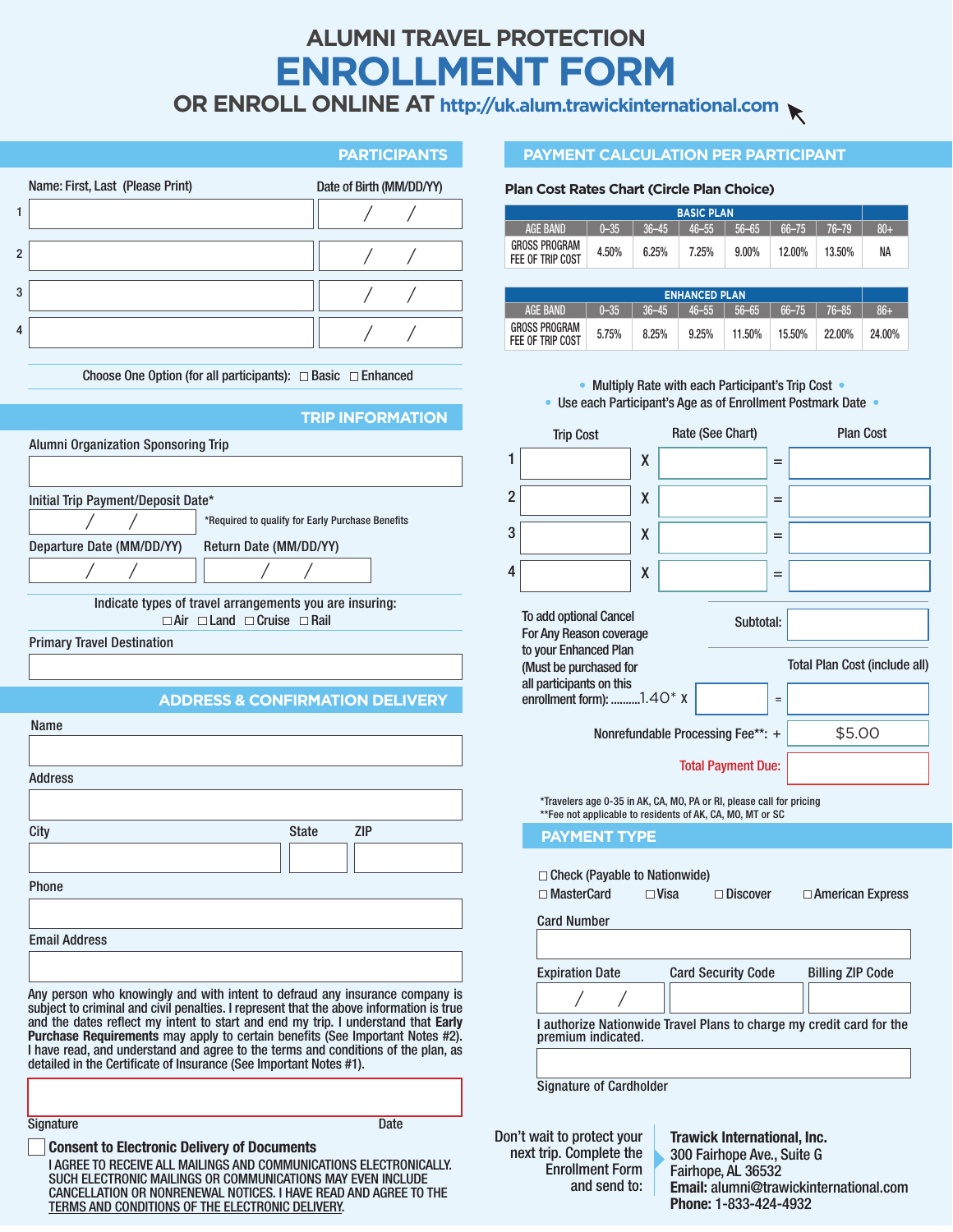# ALUMNI TRAVEL PROTECTION

# ENROLLMENT FORM

## OR ENROLL ONLINE AT http://uk.alum.trawickinternational.com

## PARTICIPANTS

| | Name: First, Last (Please Print) | Date of Birth (MM/DD/YY) |
|---|---|---|
| 1 | | / / |
| 2 | | / / |
| 3 | | / / |
| 4 | | / / |

Choose One Option (for all participants): ☐ Basic ☐ Enhanced

## TRIP INFORMATION

Alumni Organization Sponsoring Trip

Initial Trip Payment/Deposit Date* / /

*Required to qualify for Early Purchase Benefits

Departure Date (MM/DD/YY) / /

Return Date (MM/DD/YY) / /

Indicate types of travel arrangements you are insuring:

☐ Air ☐ Land ☐ Cruise ☐ Rail

Primary Travel Destination

## ADDRESS & CONFIRMATION DELIVERY

Name

Address

City

State

ZIP

Phone

Email Address

Any person who knowingly and with intent to defraud any insurance company is subject to criminal and civil penalties. I represent that the above information is true and the dates reflect my intent to start and end my trip. I understand that **Early Purchase Requirements** may apply to certain benefits (See Important Notes #2). I have read, and understand and agree to the terms and conditions of the plan, as detailed in the Certificate of Insurance (See Important Notes #1).

Signature

Date

☐ **Consent to Electronic Delivery of Documents**

I AGREE TO RECEIVE ALL MAILINGS AND COMMUNICATIONS ELECTRONICALLY. SUCH ELECTRONIC MAILINGS OR COMMUNICATIONS MAY EVEN INCLUDE CANCELLATION OR NONRENEWAL NOTICES. I HAVE READ AND AGREE TO THE TERMS AND CONDITIONS OF THE ELECTRONIC DELIVERY.

## PAYMENT CALCULATION PER PARTICIPANT

### Plan Cost Rates Chart (Circle Plan Choice)

| BASIC PLAN | | | | | | | |
|---|---|---|---|---|---|---|---|
| AGE BAND | 0–35 | 36–45 | 46–55 | 56–65 | 66–75 | 76–79 | 80+ |
| GROSS PROGRAM FEE OF TRIP COST | 4.50% | 6.25% | 7.25% | 9.00% | 12.00% | 13.50% | NA |

| ENHANCED PLAN | | | | | | | |
|---|---|---|---|---|---|---|---|
| AGE BAND | 0–35 | 36–45 | 46–55 | 56–65 | 66–75 | 76–85 | 86+ |
| GROSS PROGRAM FEE OF TRIP COST | 5.75% | 8.25% | 9.25% | 11.50% | 15.50% | 22.00% | 24.00% |

- Multiply Rate with each Participant's Trip Cost
- Use each Participant's Age as of Enrollment Postmark Date

| | Trip Cost | | Rate (See Chart) | | Plan Cost |
|---|---|---|---|---|---|
| 1 | | X | | = | |
| 2 | | X | | = | |
| 3 | | X | | = | |
| 4 | | X | | = | |

Subtotal:

To add optional Cancel For Any Reason coverage to your Enhanced Plan (Must be purchased for all participants on this enrollment form): ..........1.40* X ____ = ____ Total Plan Cost (include all)

Nonrefundable Processing Fee**: + $5.00

Total Payment Due:

*Travelers age 0-35 in AK, CA, MO, PA or RI, please call for pricing

**Fee not applicable to residents of AK, CA, MO, MT or SC

## PAYMENT TYPE

☐ Check (Payable to Nationwide)

☐ MasterCard ☐ Visa ☐ Discover ☐ American Express

Card Number

Expiration Date / /

Card Security Code

Billing ZIP Code

I authorize Nationwide Travel Plans to charge my credit card for the premium indicated.

Signature of Cardholder

Don't wait to protect your next trip. Complete the Enrollment Form and send to:

**Trawick International, Inc.**
300 Fairhope Ave., Suite G
Fairhope, AL 36532
**Email:** alumni@trawickinternational.com
**Phone:** 1-833-424-4932